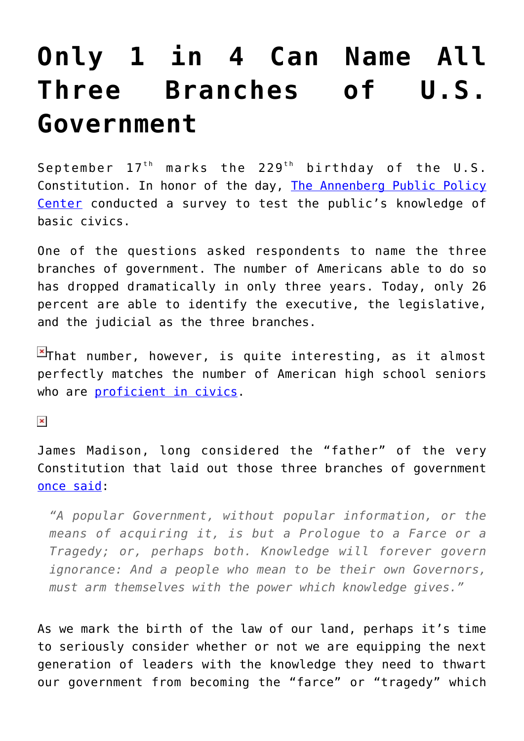# Only 1 in 4 Can Name All Three Branches of U.S. Government

September 17th marks the 229th birthday of the U.S. Constitution. In honor of the day, [The Annenberg Public Policy Center](#) conducted a survey to test the public's knowledge of basic civics.

One of the questions asked respondents to name the three branches of government. The number of Americans able to do so has dropped dramatically in only three years. Today, only 26 percent are able to identify the executive, the legislative, and the judicial as the three branches.

That number, however, is quite interesting, as it almost perfectly matches the number of American high school seniors who are [proficient in civics](#).

James Madison, long considered the "father" of the very Constitution that laid out those three branches of government [once said](#):

> *"A popular Government, without popular information, or the means of acquiring it, is but a Prologue to a Farce or a Tragedy; or, perhaps both. Knowledge will forever govern ignorance: And a people who mean to be their own Governors, must arm themselves with the power which knowledge gives."*

As we mark the birth of the law of our land, perhaps it's time to seriously consider whether or not we are equipping the next generation of leaders with the knowledge they need to thwart our government from becoming the "farce" or "tragedy" which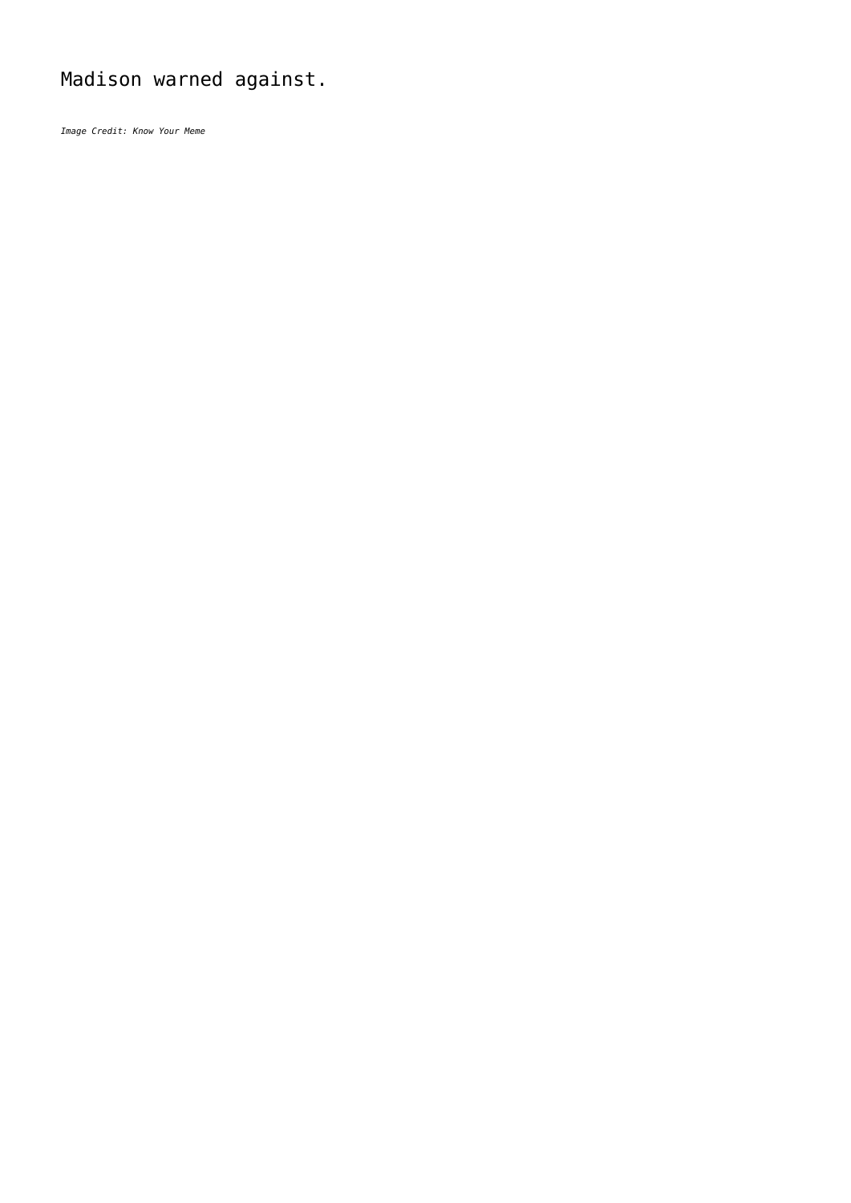Madison warned against.

*Image Credit: Know Your Meme*